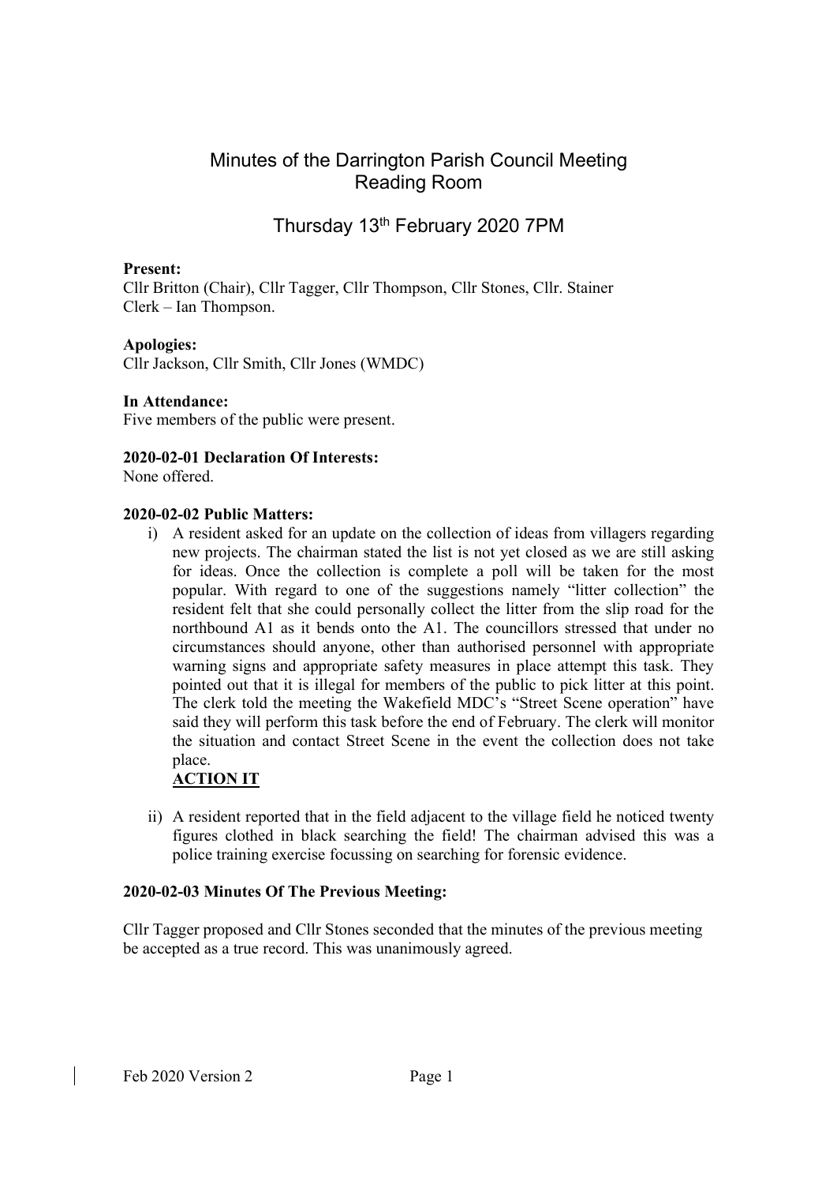# Minutes of the Darrington Parish Council Meeting
# Reading Room

## Thursday 13th February 2020 7PM

**Present:**
Cllr Britton (Chair), Cllr Tagger, Cllr Thompson, Cllr Stones, Cllr. Stainer
Clerk – Ian Thompson.

**Apologies:**
Cllr Jackson, Cllr Smith, Cllr Jones (WMDC)

**In Attendance:**
Five members of the public were present.

**2020-02-01 Declaration Of Interests:**
None offered.

**2020-02-02 Public Matters:**

i) A resident asked for an update on the collection of ideas from villagers regarding new projects. The chairman stated the list is not yet closed as we are still asking for ideas. Once the collection is complete a poll will be taken for the most popular. With regard to one of the suggestions namely "litter collection" the resident felt that she could personally collect the litter from the slip road for the northbound A1 as it bends onto the A1. The councillors stressed that under no circumstances should anyone, other than authorised personnel with appropriate warning signs and appropriate safety measures in place attempt this task. They pointed out that it is illegal for members of the public to pick litter at this point. The clerk told the meeting the Wakefield MDC's "Street Scene operation" have said they will perform this task before the end of February. The clerk will monitor the situation and contact Street Scene in the event the collection does not take place.
**ACTION IT**

ii) A resident reported that in the field adjacent to the village field he noticed twenty figures clothed in black searching the field! The chairman advised this was a police training exercise focussing on searching for forensic evidence.

**2020-02-03 Minutes Of The Previous Meeting:**

Cllr Tagger proposed and Cllr Stones seconded that the minutes of the previous meeting be accepted as a true record. This was unanimously agreed.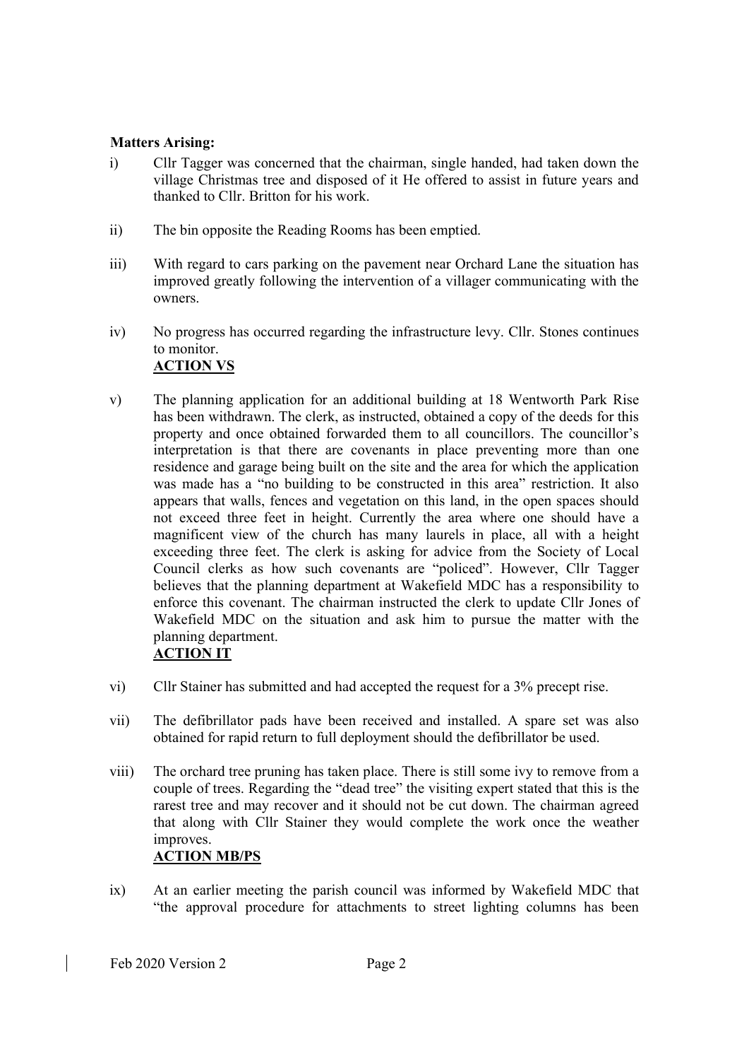**Matters Arising:**

i) Cllr Tagger was concerned that the chairman, single handed, had taken down the village Christmas tree and disposed of it He offered to assist in future years and thanked to Cllr. Britton for his work.

ii) The bin opposite the Reading Rooms has been emptied.

iii) With regard to cars parking on the pavement near Orchard Lane the situation has improved greatly following the intervention of a villager communicating with the owners.

iv) No progress has occurred regarding the infrastructure levy. Cllr. Stones continues to monitor.
**ACTION VS**

v) The planning application for an additional building at 18 Wentworth Park Rise has been withdrawn. The clerk, as instructed, obtained a copy of the deeds for this property and once obtained forwarded them to all councillors. The councillor's interpretation is that there are covenants in place preventing more than one residence and garage being built on the site and the area for which the application was made has a "no building to be constructed in this area" restriction. It also appears that walls, fences and vegetation on this land, in the open spaces should not exceed three feet in height. Currently the area where one should have a magnificent view of the church has many laurels in place, all with a height exceeding three feet. The clerk is asking for advice from the Society of Local Council clerks as how such covenants are "policed". However, Cllr Tagger believes that the planning department at Wakefield MDC has a responsibility to enforce this covenant. The chairman instructed the clerk to update Cllr Jones of Wakefield MDC on the situation and ask him to pursue the matter with the planning department.
**ACTION IT**

vi) Cllr Stainer has submitted and had accepted the request for a 3% precept rise.

vii) The defibrillator pads have been received and installed. A spare set was also obtained for rapid return to full deployment should the defibrillator be used.

viii) The orchard tree pruning has taken place. There is still some ivy to remove from a couple of trees. Regarding the "dead tree" the visiting expert stated that this is the rarest tree and may recover and it should not be cut down. The chairman agreed that along with Cllr Stainer they would complete the work once the weather improves.
**ACTION MB/PS**

ix) At an earlier meeting the parish council was informed by Wakefield MDC that "the approval procedure for attachments to street lighting columns has been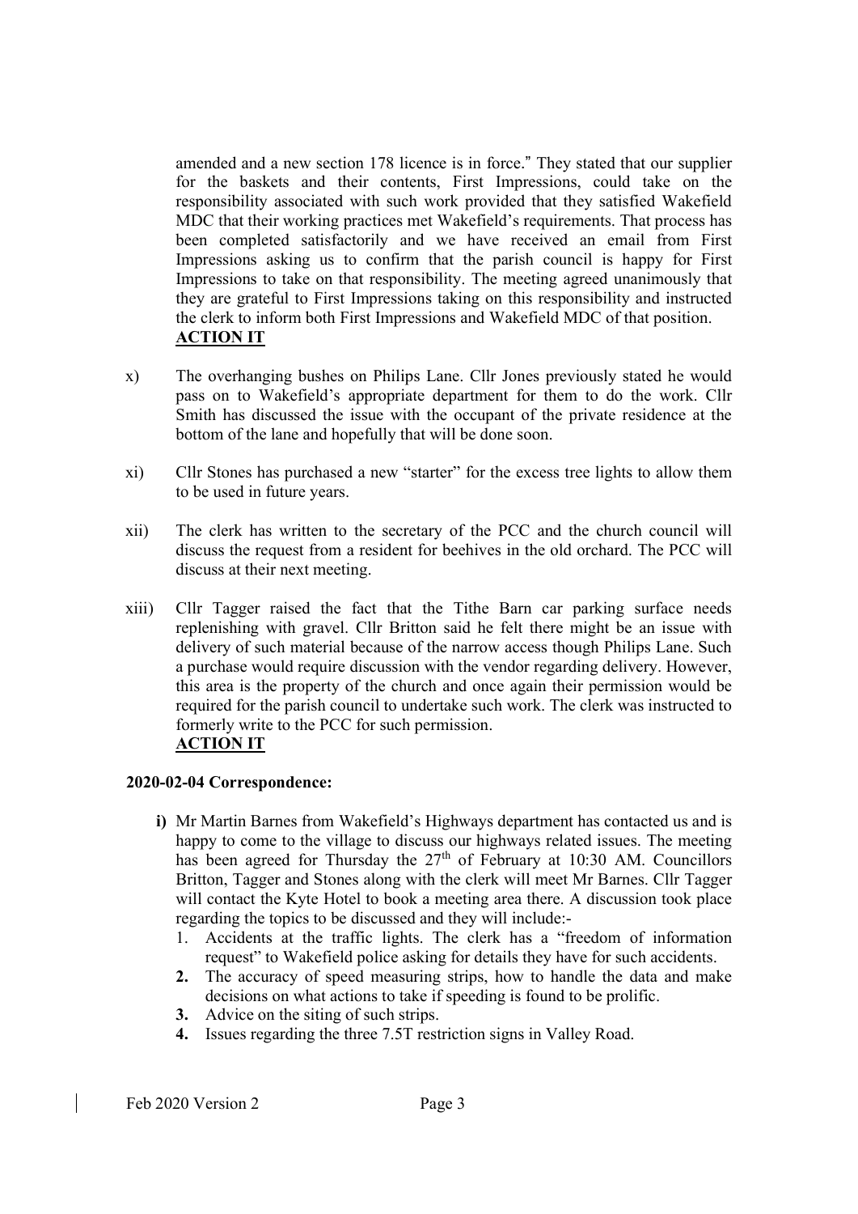amended and a new section 178 licence is in force." They stated that our supplier for the baskets and their contents, First Impressions, could take on the responsibility associated with such work provided that they satisfied Wakefield MDC that their working practices met Wakefield's requirements. That process has been completed satisfactorily and we have received an email from First Impressions asking us to confirm that the parish council is happy for First Impressions to take on that responsibility. The meeting agreed unanimously that they are grateful to First Impressions taking on this responsibility and instructed the clerk to inform both First Impressions and Wakefield MDC of that position.
**ACTION IT**

x) The overhanging bushes on Philips Lane. Cllr Jones previously stated he would pass on to Wakefield's appropriate department for them to do the work. Cllr Smith has discussed the issue with the occupant of the private residence at the bottom of the lane and hopefully that will be done soon.

xi) Cllr Stones has purchased a new "starter" for the excess tree lights to allow them to be used in future years.

xii) The clerk has written to the secretary of the PCC and the church council will discuss the request from a resident for beehives in the old orchard. The PCC will discuss at their next meeting.

xiii) Cllr Tagger raised the fact that the Tithe Barn car parking surface needs replenishing with gravel. Cllr Britton said he felt there might be an issue with delivery of such material because of the narrow access though Philips Lane. Such a purchase would require discussion with the vendor regarding delivery. However, this area is the property of the church and once again their permission would be required for the parish council to undertake such work. The clerk was instructed to formerly write to the PCC for such permission.
**ACTION IT**

## 2020-02-04 Correspondence:

**i)** Mr Martin Barnes from Wakefield's Highways department has contacted us and is happy to come to the village to discuss our highways related issues. The meeting has been agreed for Thursday the 27th of February at 10:30 AM. Councillors Britton, Tagger and Stones along with the clerk will meet Mr Barnes. Cllr Tagger will contact the Kyte Hotel to book a meeting area there. A discussion took place regarding the topics to be discussed and they will include:-

1. Accidents at the traffic lights. The clerk has a "freedom of information request" to Wakefield police asking for details they have for such accidents.
2. The accuracy of speed measuring strips, how to handle the data and make decisions on what actions to take if speeding is found to be prolific.
3. Advice on the siting of such strips.
4. Issues regarding the three 7.5T restriction signs in Valley Road.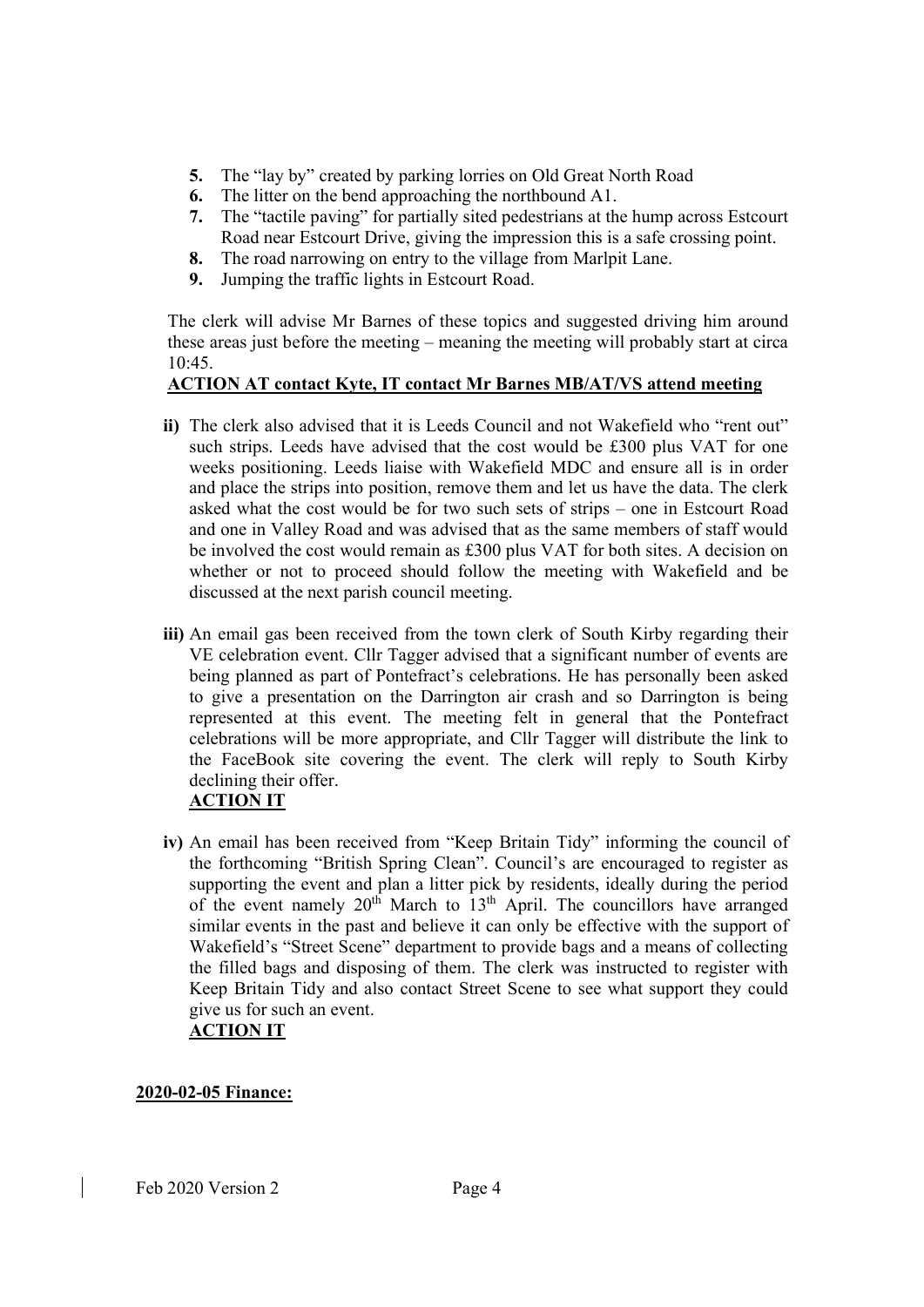5. The "lay by" created by parking lorries on Old Great North Road
6. The litter on the bend approaching the northbound A1.
7. The "tactile paving" for partially sited pedestrians at the hump across Estcourt Road near Estcourt Drive, giving the impression this is a safe crossing point.
8. The road narrowing on entry to the village from Marlpit Lane.
9. Jumping the traffic lights in Estcourt Road.

The clerk will advise Mr Barnes of these topics and suggested driving him around these areas just before the meeting – meaning the meeting will probably start at circa 10:45.

**ACTION AT contact Kyte, IT contact Mr Barnes MB/AT/VS attend meeting**

**ii)** The clerk also advised that it is Leeds Council and not Wakefield who "rent out" such strips. Leeds have advised that the cost would be £300 plus VAT for one weeks positioning. Leeds liaise with Wakefield MDC and ensure all is in order and place the strips into position, remove them and let us have the data. The clerk asked what the cost would be for two such sets of strips – one in Estcourt Road and one in Valley Road and was advised that as the same members of staff would be involved the cost would remain as £300 plus VAT for both sites. A decision on whether or not to proceed should follow the meeting with Wakefield and be discussed at the next parish council meeting.

**iii)** An email gas been received from the town clerk of South Kirby regarding their VE celebration event. Cllr Tagger advised that a significant number of events are being planned as part of Pontefract's celebrations. He has personally been asked to give a presentation on the Darrington air crash and so Darrington is being represented at this event. The meeting felt in general that the Pontefract celebrations will be more appropriate, and Cllr Tagger will distribute the link to the FaceBook site covering the event. The clerk will reply to South Kirby declining their offer.

**ACTION IT**

**iv)** An email has been received from "Keep Britain Tidy" informing the council of the forthcoming "British Spring Clean". Council's are encouraged to register as supporting the event and plan a litter pick by residents, ideally during the period of the event namely 20th March to 13th April. The councillors have arranged similar events in the past and believe it can only be effective with the support of Wakefield's "Street Scene" department to provide bags and a means of collecting the filled bags and disposing of them. The clerk was instructed to register with Keep Britain Tidy and also contact Street Scene to see what support they could give us for such an event.

**ACTION IT**

**2020-02-05 Finance:**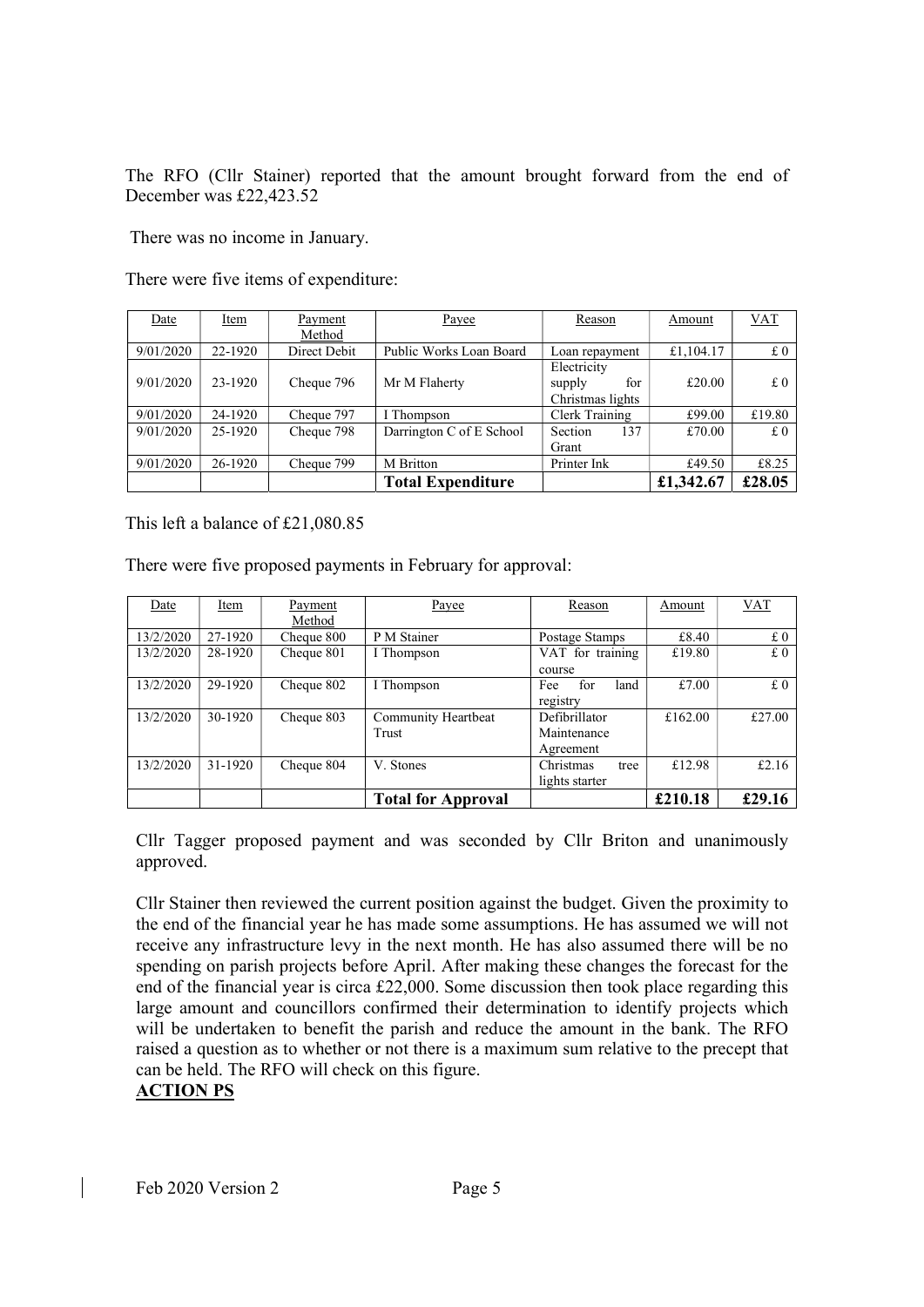The RFO (Cllr Stainer) reported that the amount brought forward from the end of December was £22,423.52

There was no income in January.

There were five items of expenditure:

| Date | Item | Payment Method | Payee | Reason | Amount | VAT |
|---|---|---|---|---|---|---|
| 9/01/2020 | 22-1920 | Direct Debit | Public Works Loan Board | Loan repayment | £1,104.17 | £ 0 |
| 9/01/2020 | 23-1920 | Cheque 796 | Mr M Flaherty | Electricity supply for Christmas lights | £20.00 | £ 0 |
| 9/01/2020 | 24-1920 | Cheque 797 | I Thompson | Clerk Training | £99.00 | £19.80 |
| 9/01/2020 | 25-1920 | Cheque 798 | Darrington C of E School | Section 137 Grant | £70.00 | £ 0 |
| 9/01/2020 | 26-1920 | Cheque 799 | M Britton | Printer Ink | £49.50 | £8.25 |
| | | | **Total Expenditure** | | **£1,342.67** | **£28.05** |

This left a balance of £21,080.85

There were five proposed payments in February for approval:

| Date | Item | Payment Method | Payee | Reason | Amount | VAT |
|---|---|---|---|---|---|---|
| 13/2/2020 | 27-1920 | Cheque 800 | P M Stainer | Postage Stamps | £8.40 | £ 0 |
| 13/2/2020 | 28-1920 | Cheque 801 | I Thompson | VAT for training course | £19.80 | £ 0 |
| 13/2/2020 | 29-1920 | Cheque 802 | I Thompson | Fee for land registry | £7.00 | £ 0 |
| 13/2/2020 | 30-1920 | Cheque 803 | Community Heartbeat Trust | Defibrillator Maintenance Agreement | £162.00 | £27.00 |
| 13/2/2020 | 31-1920 | Cheque 804 | V. Stones | Christmas tree lights starter | £12.98 | £2.16 |
| | | | **Total for Approval** | | **£210.18** | **£29.16** |

Cllr Tagger proposed payment and was seconded by Cllr Briton and unanimously approved.

Cllr Stainer then reviewed the current position against the budget. Given the proximity to the end of the financial year he has made some assumptions. He has assumed we will not receive any infrastructure levy in the next month. He has also assumed there will be no spending on parish projects before April. After making these changes the forecast for the end of the financial year is circa £22,000. Some discussion then took place regarding this large amount and councillors confirmed their determination to identify projects which will be undertaken to benefit the parish and reduce the amount in the bank. The RFO raised a question as to whether or not there is a maximum sum relative to the precept that can be held. The RFO will check on this figure.

**ACTION PS**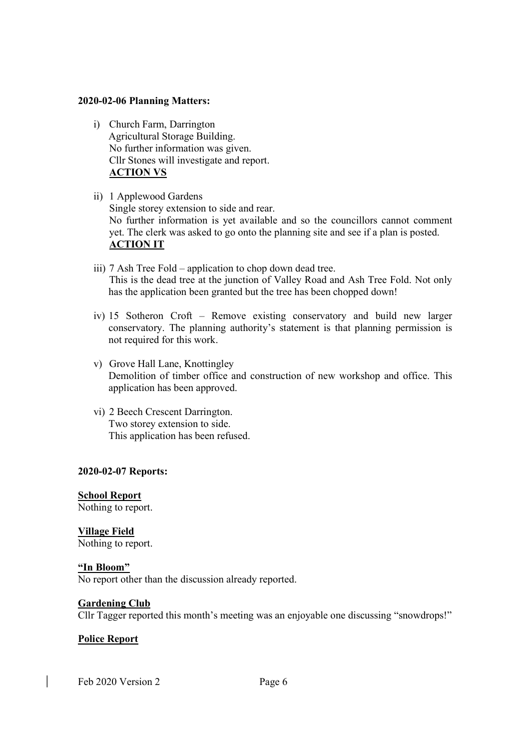**2020-02-06 Planning Matters:**

i) Church Farm, Darrington
   Agricultural Storage Building.
   No further information was given.
   Cllr Stones will investigate and report.
   **ACTION VS**

ii) 1 Applewood Gardens
   Single storey extension to side and rear.
   No further information is yet available and so the councillors cannot comment yet. The clerk was asked to go onto the planning site and see if a plan is posted.
   **ACTION IT**

iii) 7 Ash Tree Fold – application to chop down dead tree.
   This is the dead tree at the junction of Valley Road and Ash Tree Fold. Not only has the application been granted but the tree has been chopped down!

iv) 15 Sotheron Croft – Remove existing conservatory and build new larger conservatory. The planning authority's statement is that planning permission is not required for this work.

v) Grove Hall Lane, Knottingley
   Demolition of timber office and construction of new workshop and office. This application has been approved.

vi) 2 Beech Crescent Darrington.
   Two storey extension to side.
   This application has been refused.

**2020-02-07 Reports:**

**School Report**
Nothing to report.

**Village Field**
Nothing to report.

**"In Bloom"**
No report other than the discussion already reported.

**Gardening Club**
Cllr Tagger reported this month's meeting was an enjoyable one discussing "snowdrops!"

**Police Report**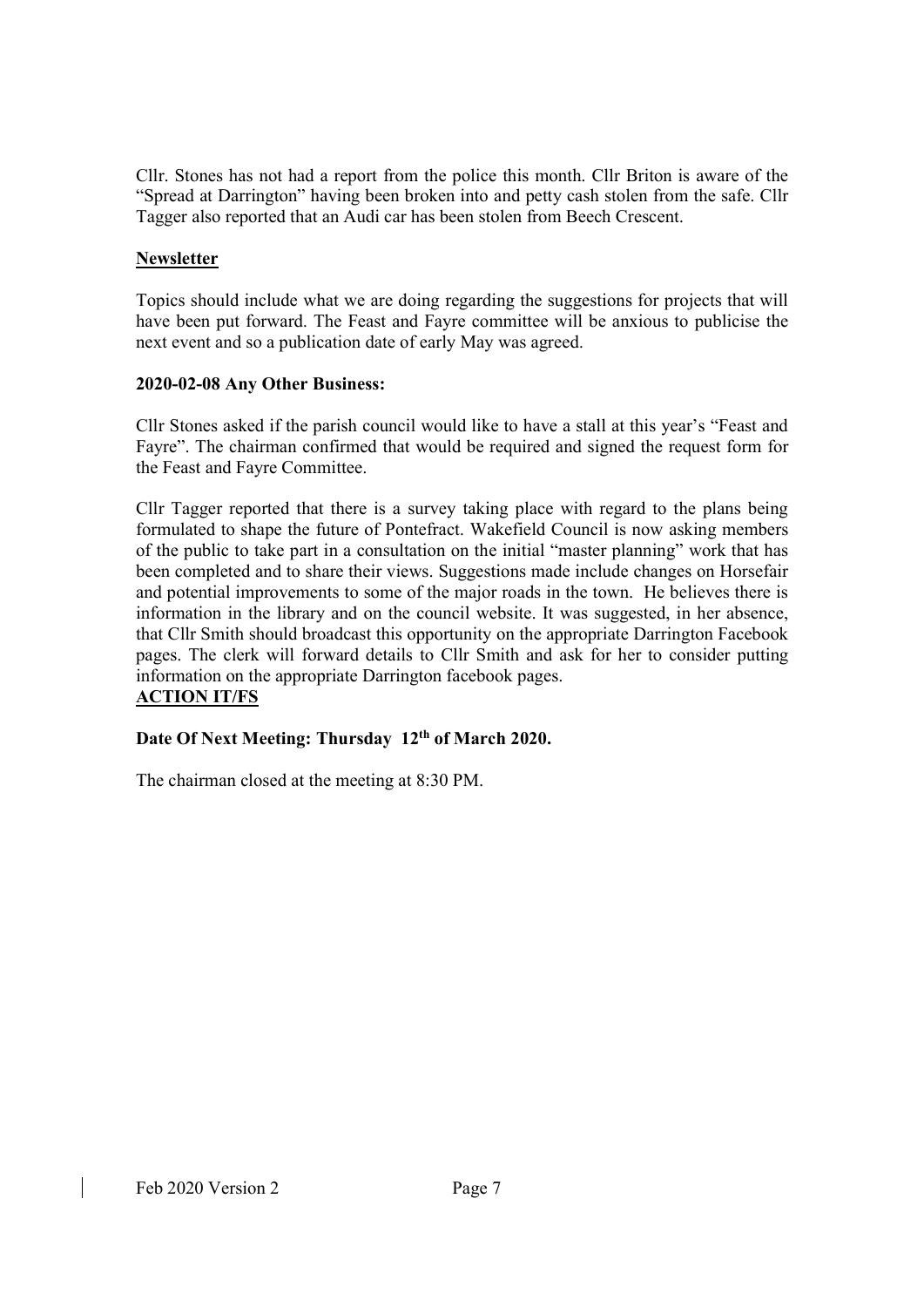Cllr. Stones has not had a report from the police this month. Cllr Briton is aware of the "Spread at Darrington" having been broken into and petty cash stolen from the safe. Cllr Tagger also reported that an Audi car has been stolen from Beech Crescent.

**Newsletter**

Topics should include what we are doing regarding the suggestions for projects that will have been put forward. The Feast and Fayre committee will be anxious to publicise the next event and so a publication date of early May was agreed.

**2020-02-08 Any Other Business:**

Cllr Stones asked if the parish council would like to have a stall at this year's "Feast and Fayre". The chairman confirmed that would be required and signed the request form for the Feast and Fayre Committee.

Cllr Tagger reported that there is a survey taking place with regard to the plans being formulated to shape the future of Pontefract. Wakefield Council is now asking members of the public to take part in a consultation on the initial "master planning" work that has been completed and to share their views. Suggestions made include changes on Horsefair and potential improvements to some of the major roads in the town. He believes there is information in the library and on the council website. It was suggested, in her absence, that Cllr Smith should broadcast this opportunity on the appropriate Darrington Facebook pages. The clerk will forward details to Cllr Smith and ask for her to consider putting information on the appropriate Darrington facebook pages.

**ACTION IT/FS**

**Date Of Next Meeting: Thursday 12th of March 2020.**

The chairman closed at the meeting at 8:30 PM.